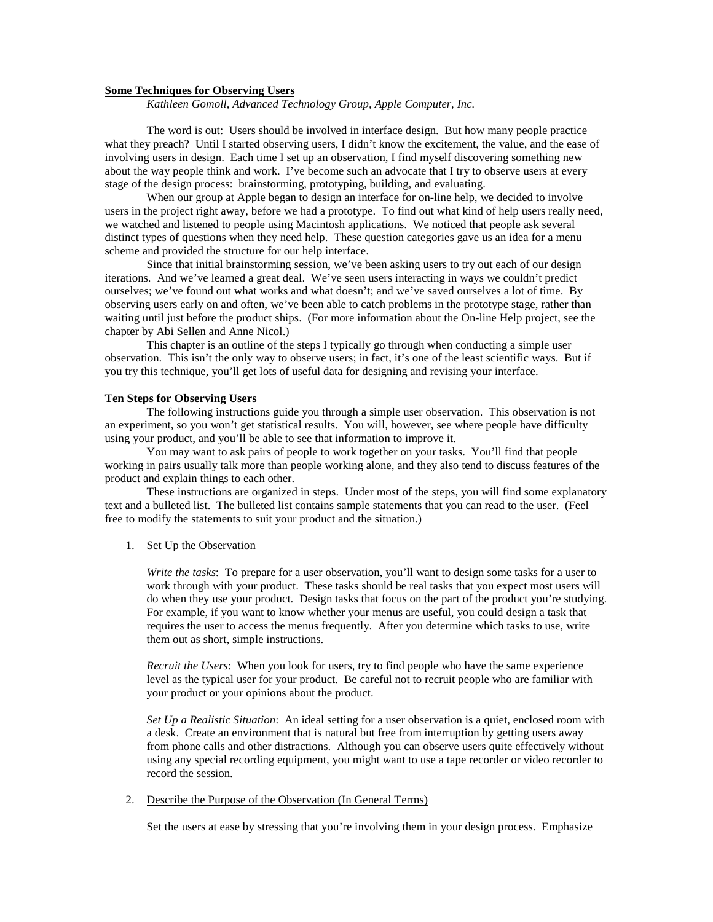**Some Techniques for Observing Users**

*Kathleen Gomoll, Advanced Technology Group, Apple Computer, Inc.*

The word is out: Users should be involved in interface design. But how many people practice what they preach? Until I started observing users, I didn't know the excitement, the value, and the ease of involving users in design. Each time I set up an observation, I find myself discovering something new about the way people think and work. I've become such an advocate that I try to observe users at every stage of the design process: brainstorming, prototyping, building, and evaluating.

When our group at Apple began to design an interface for on-line help, we decided to involve users in the project right away, before we had a prototype. To find out what kind of help users really need, we watched and listened to people using Macintosh applications. We noticed that people ask several distinct types of questions when they need help. These question categories gave us an idea for a menu scheme and provided the structure for our help interface.

Since that initial brainstorming session, we've been asking users to try out each of our design iterations. And we've learned a great deal. We've seen users interacting in ways we couldn't predict ourselves; we've found out what works and what doesn't; and we've saved ourselves a lot of time. By observing users early on and often, we've been able to catch problems in the prototype stage, rather than waiting until just before the product ships. (For more information about the On-line Help project, see the chapter by Abi Sellen and Anne Nicol.)

This chapter is an outline of the steps I typically go through when conducting a simple user observation. This isn't the only way to observe users; in fact, it's one of the least scientific ways. But if you try this technique, you'll get lots of useful data for designing and revising your interface.

**Ten Steps for Observing Users**

The following instructions guide you through a simple user observation. This observation is not an experiment, so you won't get statistical results. You will, however, see where people have difficulty using your product, and you'll be able to see that information to improve it.

You may want to ask pairs of people to work together on your tasks. You'll find that people working in pairs usually talk more than people working alone, and they also tend to discuss features of the product and explain things to each other.

These instructions are organized in steps. Under most of the steps, you will find some explanatory text and a bulleted list. The bulleted list contains sample statements that you can read to the user. (Feel free to modify the statements to suit your product and the situation.)

1. Set Up the Observation

   *Write the tasks*: To prepare for a user observation, you'll want to design some tasks for a user to work through with your product. These tasks should be real tasks that you expect most users will do when they use your product. Design tasks that focus on the part of the product you're studying. For example, if you want to know whether your menus are useful, you could design a task that requires the user to access the menus frequently. After you determine which tasks to use, write them out as short, simple instructions.

   *Recruit the Users*: When you look for users, try to find people who have the same experience level as the typical user for your product. Be careful not to recruit people who are familiar with your product or your opinions about the product.

   *Set Up a Realistic Situation*: An ideal setting for a user observation is a quiet, enclosed room with a desk. Create an environment that is natural but free from interruption by getting users away from phone calls and other distractions. Although you can observe users quite effectively without using any special recording equipment, you might want to use a tape recorder or video recorder to record the session.

2. Describe the Purpose of the Observation (In General Terms)

   Set the users at ease by stressing that you're involving them in your design process. Emphasize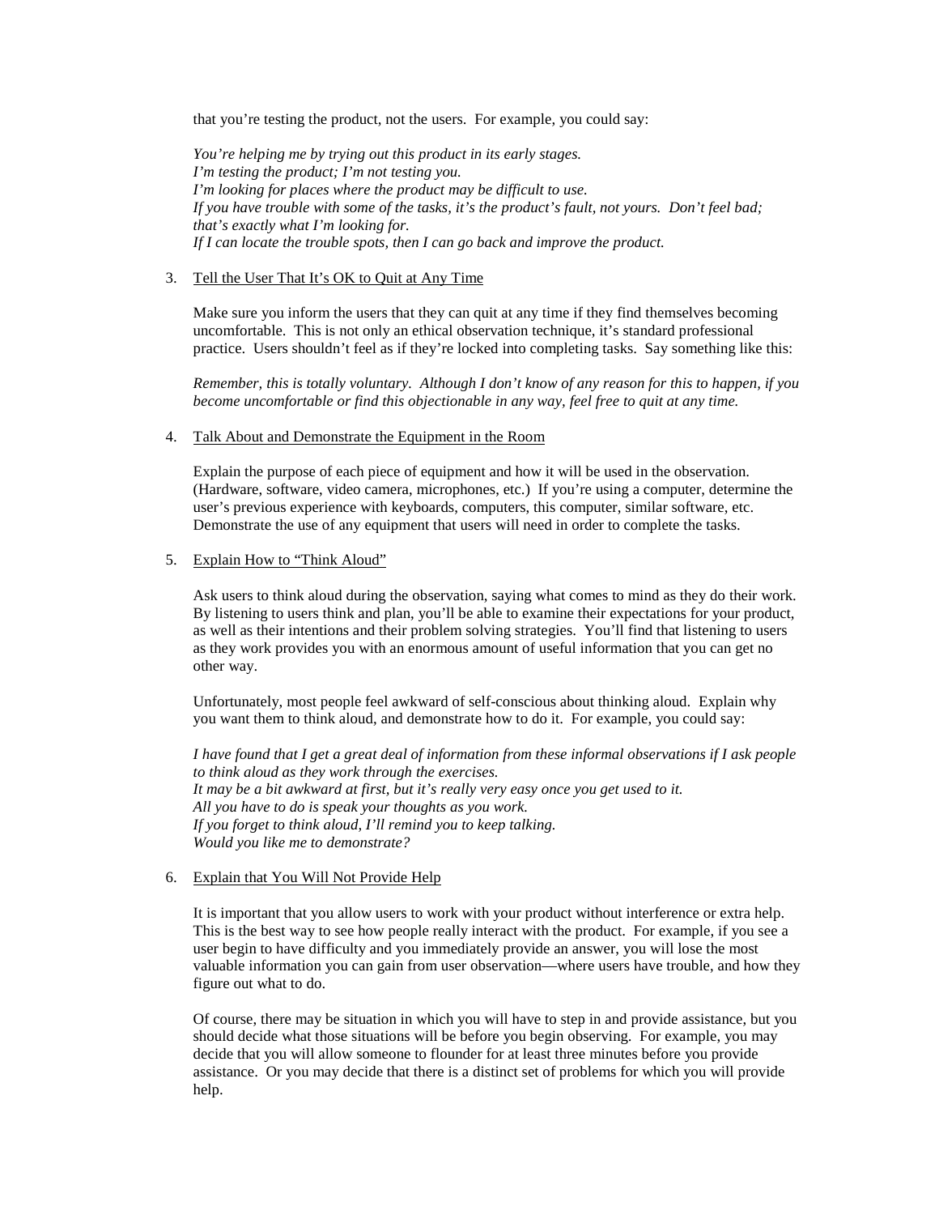that you're testing the product, not the users. For example, you could say:

*You're helping me by trying out this product in its early stages.*
*I'm testing the product; I'm not testing you.*
*I'm looking for places where the product may be difficult to use.*
*If you have trouble with some of the tasks, it's the product's fault, not yours. Don't feel bad; that's exactly what I'm looking for.*
*If I can locate the trouble spots, then I can go back and improve the product.*

3. <u>Tell the User That It's OK to Quit at Any Time</u>

   Make sure you inform the users that they can quit at any time if they find themselves becoming uncomfortable. This is not only an ethical observation technique, it's standard professional practice. Users shouldn't feel as if they're locked into completing tasks. Say something like this:

   *Remember, this is totally voluntary. Although I don't know of any reason for this to happen, if you become uncomfortable or find this objectionable in any way, feel free to quit at any time.*

4. <u>Talk About and Demonstrate the Equipment in the Room</u>

   Explain the purpose of each piece of equipment and how it will be used in the observation. (Hardware, software, video camera, microphones, etc.) If you're using a computer, determine the user's previous experience with keyboards, computers, this computer, similar software, etc. Demonstrate the use of any equipment that users will need in order to complete the tasks.

5. <u>Explain How to "Think Aloud"</u>

   Ask users to think aloud during the observation, saying what comes to mind as they do their work. By listening to users think and plan, you'll be able to examine their expectations for your product, as well as their intentions and their problem solving strategies. You'll find that listening to users as they work provides you with an enormous amount of useful information that you can get no other way.

   Unfortunately, most people feel awkward of self-conscious about thinking aloud. Explain why you want them to think aloud, and demonstrate how to do it. For example, you could say:

   *I have found that I get a great deal of information from these informal observations if I ask people to think aloud as they work through the exercises.*
   *It may be a bit awkward at first, but it's really very easy once you get used to it.*
   *All you have to do is speak your thoughts as you work.*
   *If you forget to think aloud, I'll remind you to keep talking.*
   *Would you like me to demonstrate?*

6. <u>Explain that You Will Not Provide Help</u>

   It is important that you allow users to work with your product without interference or extra help. This is the best way to see how people really interact with the product. For example, if you see a user begin to have difficulty and you immediately provide an answer, you will lose the most valuable information you can gain from user observation—where users have trouble, and how they figure out what to do.

   Of course, there may be situation in which you will have to step in and provide assistance, but you should decide what those situations will be before you begin observing. For example, you may decide that you will allow someone to flounder for at least three minutes before you provide assistance. Or you may decide that there is a distinct set of problems for which you will provide help.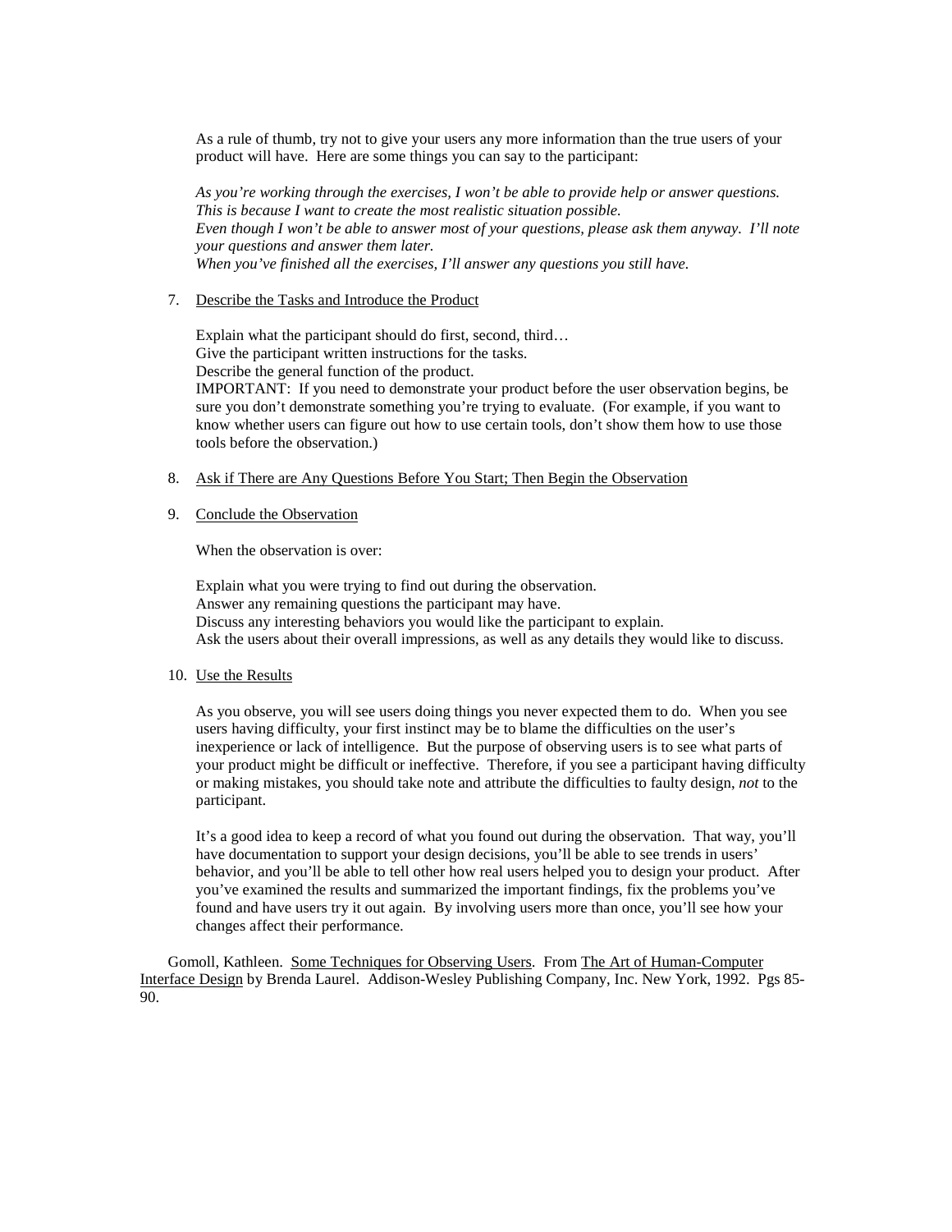As a rule of thumb, try not to give your users any more information than the true users of your product will have. Here are some things you can say to the participant:

*As you're working through the exercises, I won't be able to provide help or answer questions. This is because I want to create the most realistic situation possible.*
*Even though I won't be able to answer most of your questions, please ask them anyway. I'll note your questions and answer them later.*
*When you've finished all the exercises, I'll answer any questions you still have.*

7. Describe the Tasks and Introduce the Product

   Explain what the participant should do first, second, third…
   Give the participant written instructions for the tasks.
   Describe the general function of the product.
   IMPORTANT: If you need to demonstrate your product before the user observation begins, be sure you don't demonstrate something you're trying to evaluate. (For example, if you want to know whether users can figure out how to use certain tools, don't show them how to use those tools before the observation.)

8. Ask if There are Any Questions Before You Start; Then Begin the Observation

9. Conclude the Observation

   When the observation is over:

   Explain what you were trying to find out during the observation.
   Answer any remaining questions the participant may have.
   Discuss any interesting behaviors you would like the participant to explain.
   Ask the users about their overall impressions, as well as any details they would like to discuss.

10. Use the Results

    As you observe, you will see users doing things you never expected them to do. When you see users having difficulty, your first instinct may be to blame the difficulties on the user's inexperience or lack of intelligence. But the purpose of observing users is to see what parts of your product might be difficult or ineffective. Therefore, if you see a participant having difficulty or making mistakes, you should take note and attribute the difficulties to faulty design, *not* to the participant.

    It's a good idea to keep a record of what you found out during the observation. That way, you'll have documentation to support your design decisions, you'll be able to see trends in users' behavior, and you'll be able to tell other how real users helped you to design your product. After you've examined the results and summarized the important findings, fix the problems you've found and have users try it out again. By involving users more than once, you'll see how your changes affect their performance.

Gomoll, Kathleen. Some Techniques for Observing Users. From The Art of Human-Computer Interface Design by Brenda Laurel. Addison-Wesley Publishing Company, Inc. New York, 1992. Pgs 85-90.